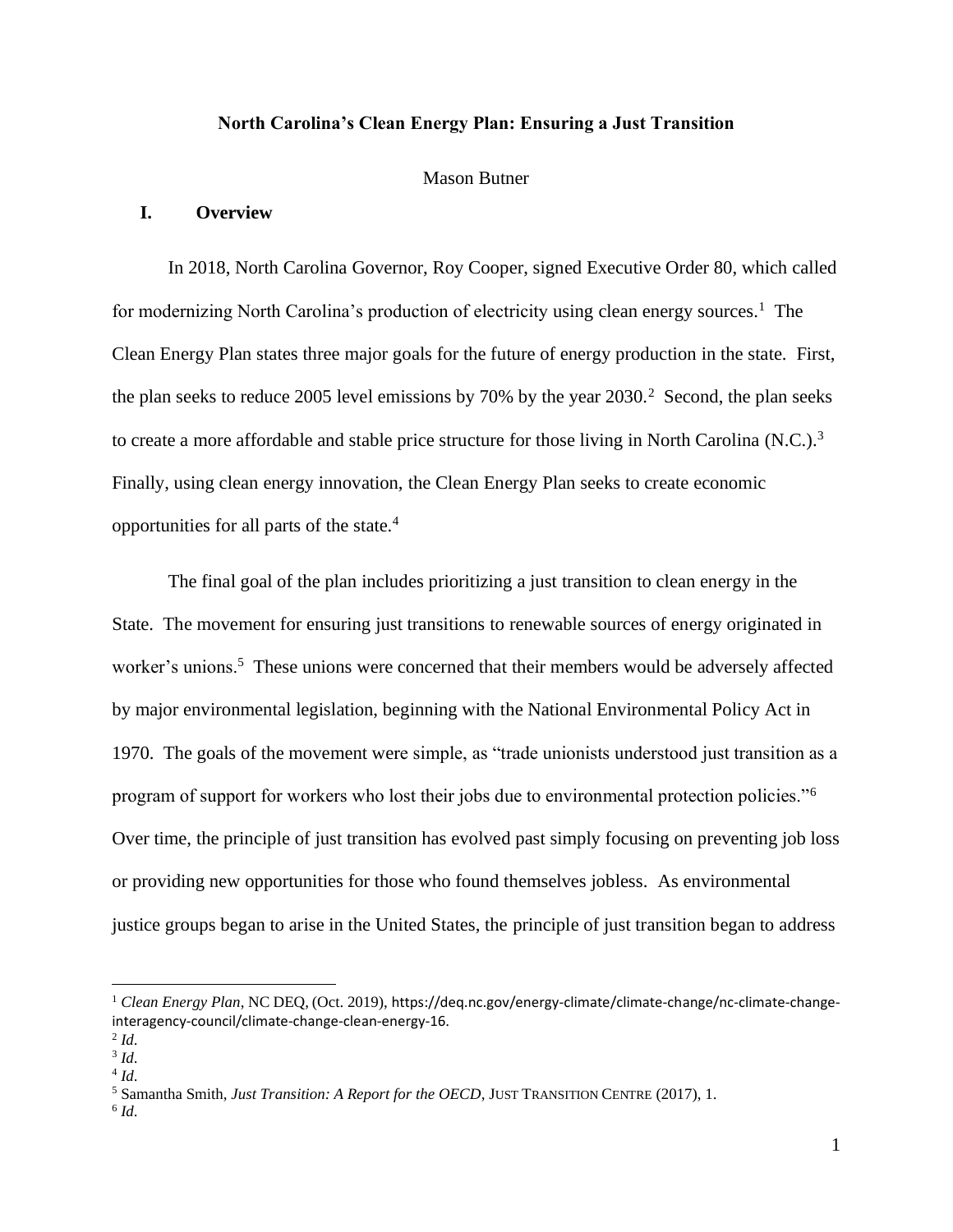**North Carolina's Clean Energy Plan: Ensuring a Just Transition**

Mason Butner

## I. Overview

In 2018, North Carolina Governor, Roy Cooper, signed Executive Order 80, which called for modernizing North Carolina's production of electricity using clean energy sources.[1] The Clean Energy Plan states three major goals for the future of energy production in the state. First, the plan seeks to reduce 2005 level emissions by 70% by the year 2030.[2] Second, the plan seeks to create a more affordable and stable price structure for those living in North Carolina (N.C.).[3] Finally, using clean energy innovation, the Clean Energy Plan seeks to create economic opportunities for all parts of the state.[4]

The final goal of the plan includes prioritizing a just transition to clean energy in the State. The movement for ensuring just transitions to renewable sources of energy originated in worker's unions.[5] These unions were concerned that their members would be adversely affected by major environmental legislation, beginning with the National Environmental Policy Act in 1970. The goals of the movement were simple, as "trade unionists understood just transition as a program of support for workers who lost their jobs due to environmental protection policies."[6] Over time, the principle of just transition has evolved past simply focusing on preventing job loss or providing new opportunities for those who found themselves jobless. As environmental justice groups began to arise in the United States, the principle of just transition began to address

---

[1] *Clean Energy Plan*, NC DEQ, (Oct. 2019), https://deq.nc.gov/energy-climate/climate-change/nc-climate-change-interagency-council/climate-change-clean-energy-16.

[2] *Id*.

[3] *Id*.

[4] *Id*.

[5] Samantha Smith, *Just Transition: A Report for the OECD*, JUST TRANSITION CENTRE (2017), 1.

[6] *Id*.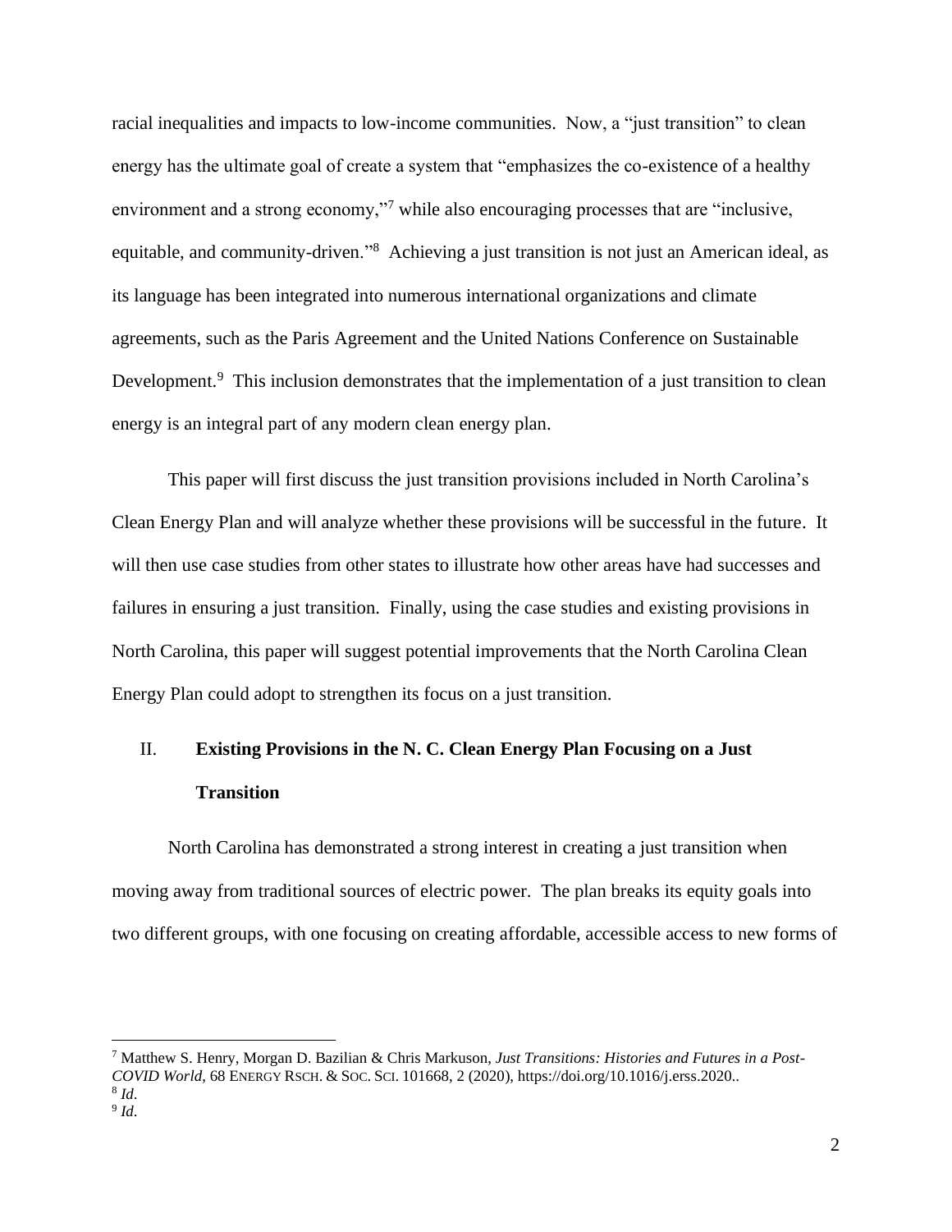racial inequalities and impacts to low-income communities. Now, a "just transition" to clean energy has the ultimate goal of create a system that "emphasizes the co-existence of a healthy environment and a strong economy,"[7] while also encouraging processes that are "inclusive, equitable, and community-driven."[8] Achieving a just transition is not just an American ideal, as its language has been integrated into numerous international organizations and climate agreements, such as the Paris Agreement and the United Nations Conference on Sustainable Development.[9] This inclusion demonstrates that the implementation of a just transition to clean energy is an integral part of any modern clean energy plan.

This paper will first discuss the just transition provisions included in North Carolina's Clean Energy Plan and will analyze whether these provisions will be successful in the future. It will then use case studies from other states to illustrate how other areas have had successes and failures in ensuring a just transition. Finally, using the case studies and existing provisions in North Carolina, this paper will suggest potential improvements that the North Carolina Clean Energy Plan could adopt to strengthen its focus on a just transition.

## II. Existing Provisions in the N. C. Clean Energy Plan Focusing on a Just Transition

North Carolina has demonstrated a strong interest in creating a just transition when moving away from traditional sources of electric power. The plan breaks its equity goals into two different groups, with one focusing on creating affordable, accessible access to new forms of

---

[7] Matthew S. Henry, Morgan D. Bazilian & Chris Markuson, *Just Transitions: Histories and Futures in a Post-COVID World*, 68 ENERGY RSCH. & SOC. SCI. 101668, 2 (2020), https://doi.org/10.1016/j.erss.2020..

[8] *Id.*

[9] *Id.*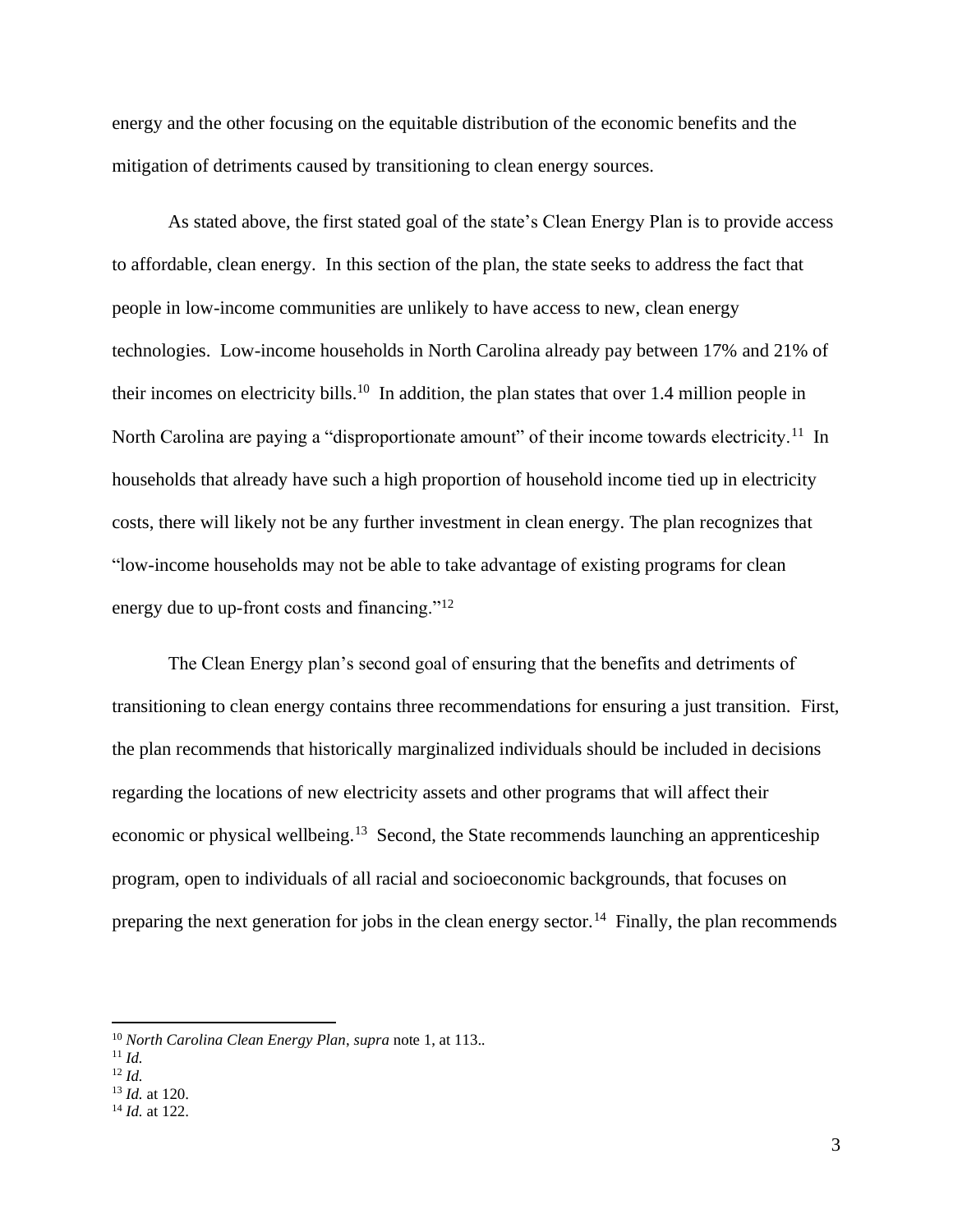energy and the other focusing on the equitable distribution of the economic benefits and the mitigation of detriments caused by transitioning to clean energy sources.

As stated above, the first stated goal of the state's Clean Energy Plan is to provide access to affordable, clean energy. In this section of the plan, the state seeks to address the fact that people in low-income communities are unlikely to have access to new, clean energy technologies. Low-income households in North Carolina already pay between 17% and 21% of their incomes on electricity bills.[10] In addition, the plan states that over 1.4 million people in North Carolina are paying a "disproportionate amount" of their income towards electricity.[11] In households that already have such a high proportion of household income tied up in electricity costs, there will likely not be any further investment in clean energy. The plan recognizes that "low-income households may not be able to take advantage of existing programs for clean energy due to up-front costs and financing."[12]

The Clean Energy plan's second goal of ensuring that the benefits and detriments of transitioning to clean energy contains three recommendations for ensuring a just transition. First, the plan recommends that historically marginalized individuals should be included in decisions regarding the locations of new electricity assets and other programs that will affect their economic or physical wellbeing.[13] Second, the State recommends launching an apprenticeship program, open to individuals of all racial and socioeconomic backgrounds, that focuses on preparing the next generation for jobs in the clean energy sector.[14] Finally, the plan recommends

---

[10] *North Carolina Clean Energy Plan*, *supra* note 1, at 113..

[11] *Id.*

[12] *Id.*

[13] *Id.* at 120.

[14] *Id.* at 122.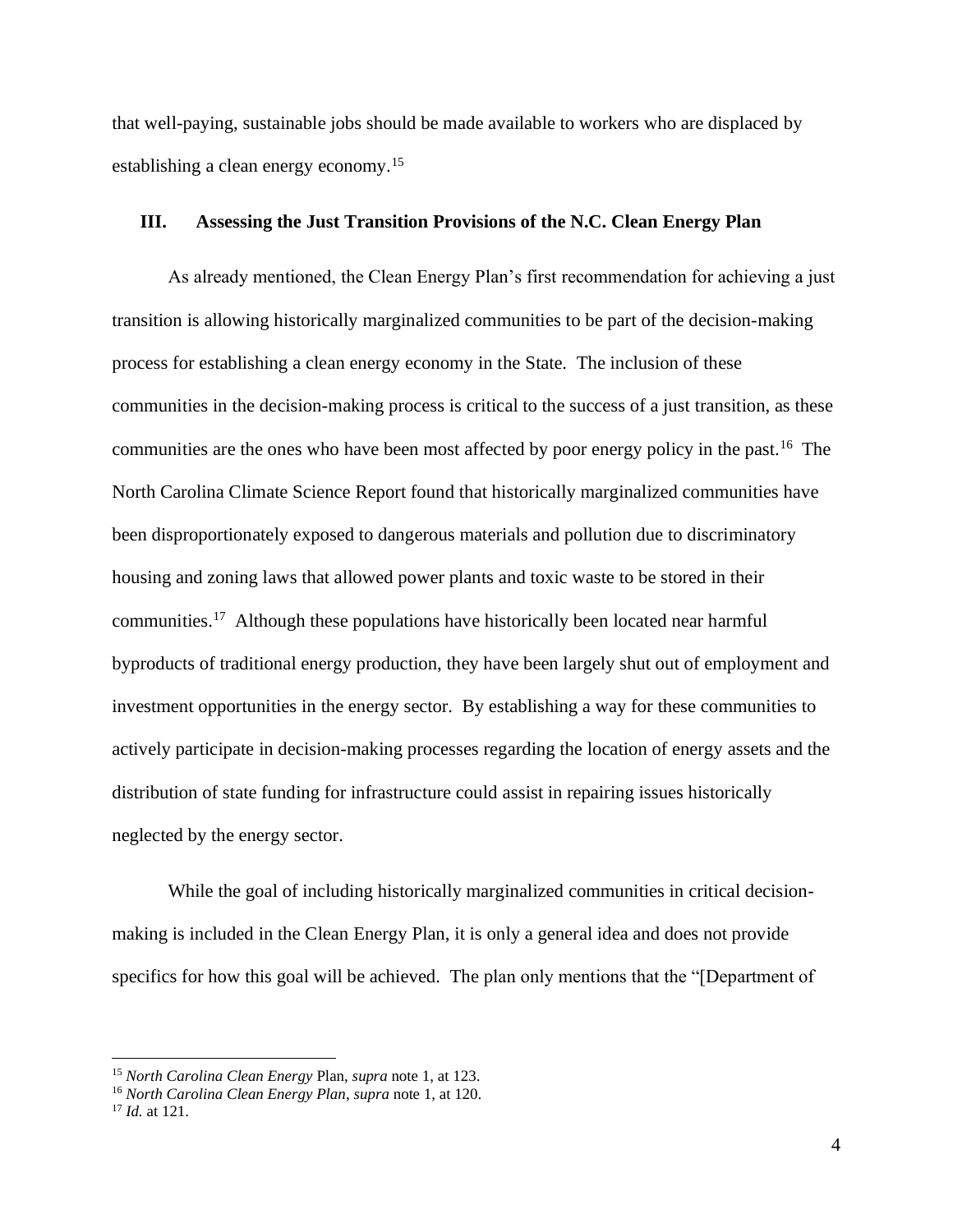that well-paying, sustainable jobs should be made available to workers who are displaced by establishing a clean energy economy.[15]

## III. Assessing the Just Transition Provisions of the N.C. Clean Energy Plan

As already mentioned, the Clean Energy Plan's first recommendation for achieving a just transition is allowing historically marginalized communities to be part of the decision-making process for establishing a clean energy economy in the State. The inclusion of these communities in the decision-making process is critical to the success of a just transition, as these communities are the ones who have been most affected by poor energy policy in the past.[16] The North Carolina Climate Science Report found that historically marginalized communities have been disproportionately exposed to dangerous materials and pollution due to discriminatory housing and zoning laws that allowed power plants and toxic waste to be stored in their communities.[17] Although these populations have historically been located near harmful byproducts of traditional energy production, they have been largely shut out of employment and investment opportunities in the energy sector. By establishing a way for these communities to actively participate in decision-making processes regarding the location of energy assets and the distribution of state funding for infrastructure could assist in repairing issues historically neglected by the energy sector.

While the goal of including historically marginalized communities in critical decision-making is included in the Clean Energy Plan, it is only a general idea and does not provide specifics for how this goal will be achieved. The plan only mentions that the "[Department of

---

[15] *North Carolina Clean Energy* Plan, *supra* note 1, at 123.

[16] *North Carolina Clean Energy Plan*, *supra* note 1, at 120.

[17] *Id.* at 121.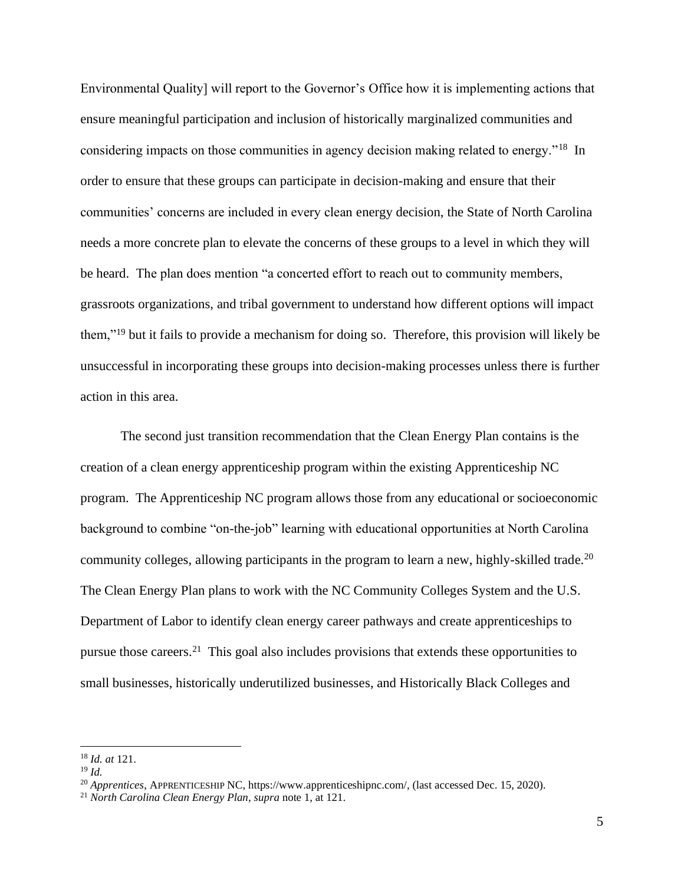Environmental Quality] will report to the Governor's Office how it is implementing actions that ensure meaningful participation and inclusion of historically marginalized communities and considering impacts on those communities in agency decision making related to energy."[18] In order to ensure that these groups can participate in decision-making and ensure that their communities' concerns are included in every clean energy decision, the State of North Carolina needs a more concrete plan to elevate the concerns of these groups to a level in which they will be heard. The plan does mention "a concerted effort to reach out to community members, grassroots organizations, and tribal government to understand how different options will impact them,"[19] but it fails to provide a mechanism for doing so. Therefore, this provision will likely be unsuccessful in incorporating these groups into decision-making processes unless there is further action in this area.

The second just transition recommendation that the Clean Energy Plan contains is the creation of a clean energy apprenticeship program within the existing Apprenticeship NC program. The Apprenticeship NC program allows those from any educational or socioeconomic background to combine "on-the-job" learning with educational opportunities at North Carolina community colleges, allowing participants in the program to learn a new, highly-skilled trade.[20] The Clean Energy Plan plans to work with the NC Community Colleges System and the U.S. Department of Labor to identify clean energy career pathways and create apprenticeships to pursue those careers.[21] This goal also includes provisions that extends these opportunities to small businesses, historically underutilized businesses, and Historically Black Colleges and

---

[18] *Id. at* 121.

[19] *Id.*

[20] *Apprentices*, APPRENTICESHIP NC, https://www.apprenticeshipnc.com/, (last accessed Dec. 15, 2020).

[21] *North Carolina Clean Energy Plan*, *supra* note 1, at 121.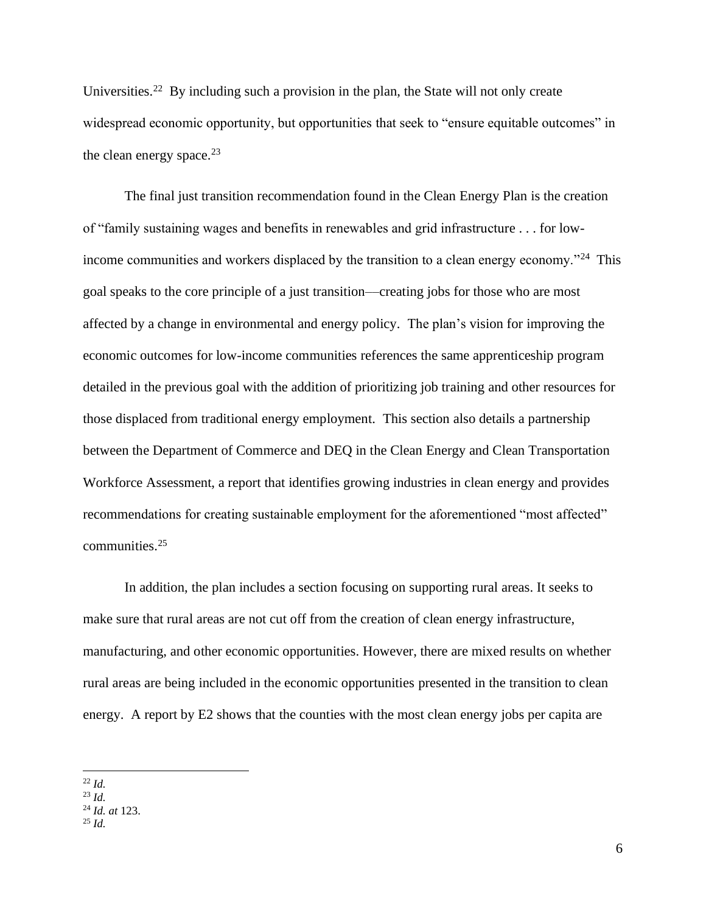Universities.[22] By including such a provision in the plan, the State will not only create widespread economic opportunity, but opportunities that seek to "ensure equitable outcomes" in the clean energy space.[23]

The final just transition recommendation found in the Clean Energy Plan is the creation of "family sustaining wages and benefits in renewables and grid infrastructure . . . for low-income communities and workers displaced by the transition to a clean energy economy."[24] This goal speaks to the core principle of a just transition—creating jobs for those who are most affected by a change in environmental and energy policy. The plan's vision for improving the economic outcomes for low-income communities references the same apprenticeship program detailed in the previous goal with the addition of prioritizing job training and other resources for those displaced from traditional energy employment. This section also details a partnership between the Department of Commerce and DEQ in the Clean Energy and Clean Transportation Workforce Assessment, a report that identifies growing industries in clean energy and provides recommendations for creating sustainable employment for the aforementioned "most affected" communities.[25]

In addition, the plan includes a section focusing on supporting rural areas. It seeks to make sure that rural areas are not cut off from the creation of clean energy infrastructure, manufacturing, and other economic opportunities. However, there are mixed results on whether rural areas are being included in the economic opportunities presented in the transition to clean energy. A report by E2 shows that the counties with the most clean energy jobs per capita are

---

[22] *Id.*

[23] *Id.*

[24] *Id. at* 123.

[25] *Id.*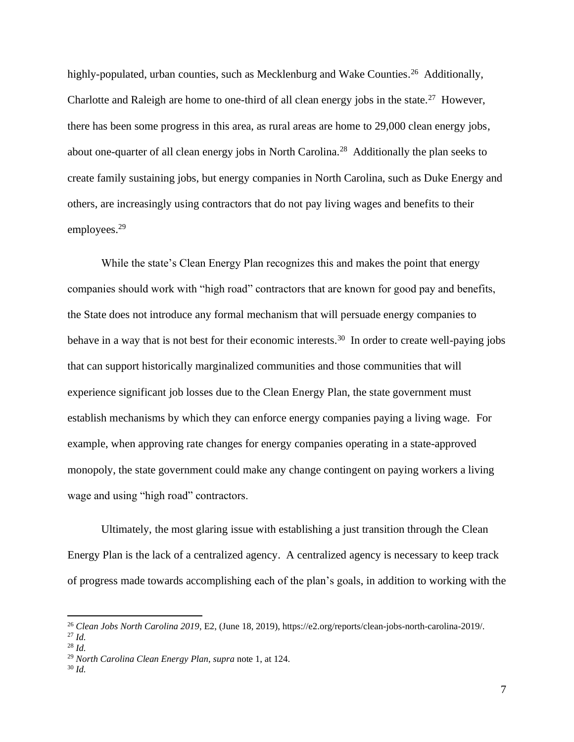highly-populated, urban counties, such as Mecklenburg and Wake Counties.[26] Additionally, Charlotte and Raleigh are home to one-third of all clean energy jobs in the state.[27] However, there has been some progress in this area, as rural areas are home to 29,000 clean energy jobs, about one-quarter of all clean energy jobs in North Carolina.[28] Additionally the plan seeks to create family sustaining jobs, but energy companies in North Carolina, such as Duke Energy and others, are increasingly using contractors that do not pay living wages and benefits to their employees.[29]

While the state's Clean Energy Plan recognizes this and makes the point that energy companies should work with "high road" contractors that are known for good pay and benefits, the State does not introduce any formal mechanism that will persuade energy companies to behave in a way that is not best for their economic interests.[30] In order to create well-paying jobs that can support historically marginalized communities and those communities that will experience significant job losses due to the Clean Energy Plan, the state government must establish mechanisms by which they can enforce energy companies paying a living wage. For example, when approving rate changes for energy companies operating in a state-approved monopoly, the state government could make any change contingent on paying workers a living wage and using "high road" contractors.

Ultimately, the most glaring issue with establishing a just transition through the Clean Energy Plan is the lack of a centralized agency. A centralized agency is necessary to keep track of progress made towards accomplishing each of the plan's goals, in addition to working with the

---

[26] *Clean Jobs North Carolina 2019*, E2, (June 18, 2019), https://e2.org/reports/clean-jobs-north-carolina-2019/.

[27] *Id.*

[28] *Id.*

[29] *North Carolina Clean Energy Plan*, *supra* note 1, at 124.

[30] *Id.*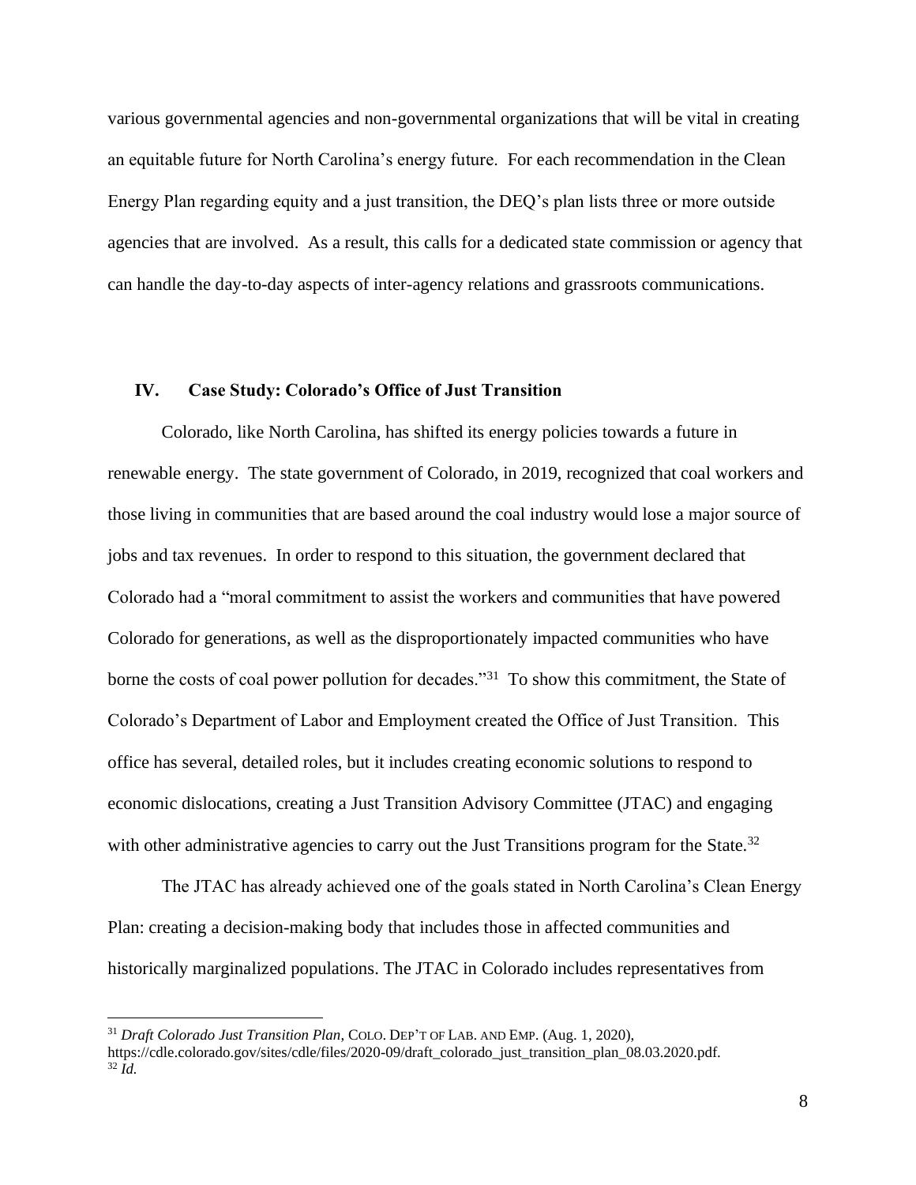various governmental agencies and non-governmental organizations that will be vital in creating an equitable future for North Carolina's energy future. For each recommendation in the Clean Energy Plan regarding equity and a just transition, the DEQ's plan lists three or more outside agencies that are involved. As a result, this calls for a dedicated state commission or agency that can handle the day-to-day aspects of inter-agency relations and grassroots communications.

## IV. Case Study: Colorado's Office of Just Transition

Colorado, like North Carolina, has shifted its energy policies towards a future in renewable energy. The state government of Colorado, in 2019, recognized that coal workers and those living in communities that are based around the coal industry would lose a major source of jobs and tax revenues. In order to respond to this situation, the government declared that Colorado had a "moral commitment to assist the workers and communities that have powered Colorado for generations, as well as the disproportionately impacted communities who have borne the costs of coal power pollution for decades."[31] To show this commitment, the State of Colorado's Department of Labor and Employment created the Office of Just Transition. This office has several, detailed roles, but it includes creating economic solutions to respond to economic dislocations, creating a Just Transition Advisory Committee (JTAC) and engaging with other administrative agencies to carry out the Just Transitions program for the State.[32]

The JTAC has already achieved one of the goals stated in North Carolina's Clean Energy Plan: creating a decision-making body that includes those in affected communities and historically marginalized populations. The JTAC in Colorado includes representatives from

---

[31] *Draft Colorado Just Transition Plan*, COLO. DEP'T OF LAB. AND EMP. (Aug. 1, 2020), https://cdle.colorado.gov/sites/cdle/files/2020-09/draft_colorado_just_transition_plan_08.03.2020.pdf.

[32] *Id.*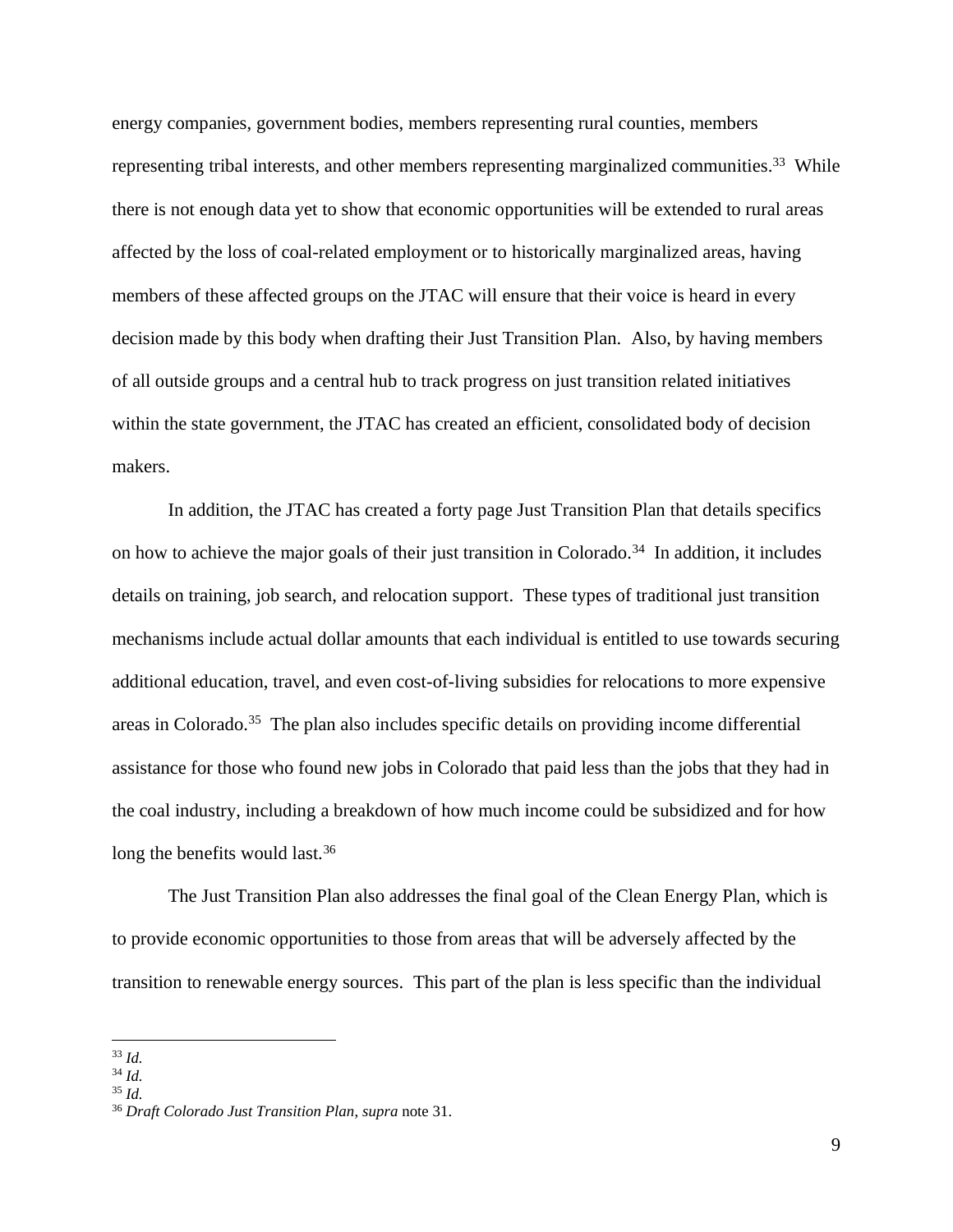energy companies, government bodies, members representing rural counties, members representing tribal interests, and other members representing marginalized communities.[33] While there is not enough data yet to show that economic opportunities will be extended to rural areas affected by the loss of coal-related employment or to historically marginalized areas, having members of these affected groups on the JTAC will ensure that their voice is heard in every decision made by this body when drafting their Just Transition Plan. Also, by having members of all outside groups and a central hub to track progress on just transition related initiatives within the state government, the JTAC has created an efficient, consolidated body of decision makers.

In addition, the JTAC has created a forty page Just Transition Plan that details specifics on how to achieve the major goals of their just transition in Colorado.[34] In addition, it includes details on training, job search, and relocation support. These types of traditional just transition mechanisms include actual dollar amounts that each individual is entitled to use towards securing additional education, travel, and even cost-of-living subsidies for relocations to more expensive areas in Colorado.[35] The plan also includes specific details on providing income differential assistance for those who found new jobs in Colorado that paid less than the jobs that they had in the coal industry, including a breakdown of how much income could be subsidized and for how long the benefits would last.[36]

The Just Transition Plan also addresses the final goal of the Clean Energy Plan, which is to provide economic opportunities to those from areas that will be adversely affected by the transition to renewable energy sources. This part of the plan is less specific than the individual

---

[33] *Id.*

[34] *Id.*

[35] *Id.*

[36] *Draft Colorado Just Transition Plan*, *supra* note 31.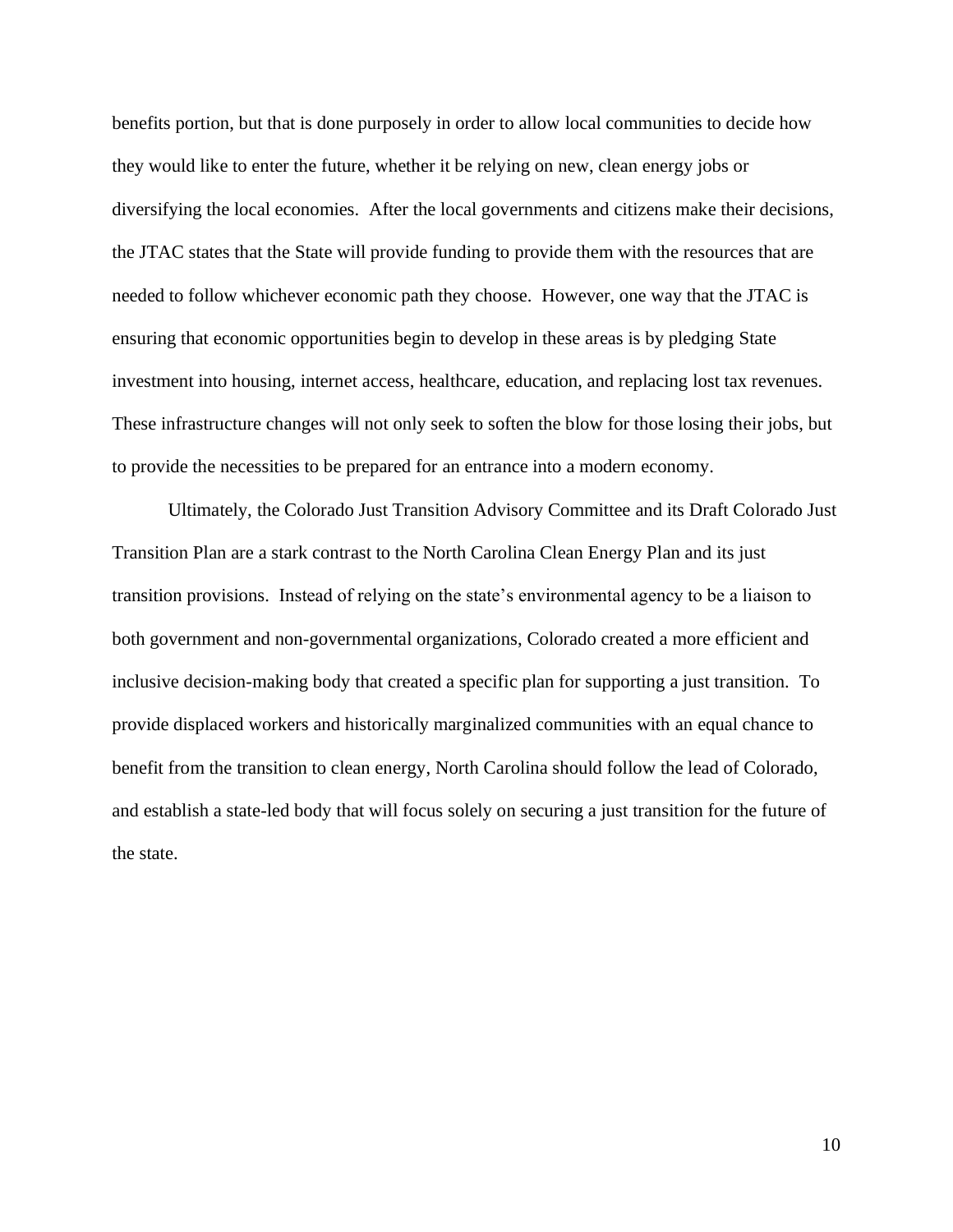benefits portion, but that is done purposely in order to allow local communities to decide how they would like to enter the future, whether it be relying on new, clean energy jobs or diversifying the local economies. After the local governments and citizens make their decisions, the JTAC states that the State will provide funding to provide them with the resources that are needed to follow whichever economic path they choose. However, one way that the JTAC is ensuring that economic opportunities begin to develop in these areas is by pledging State investment into housing, internet access, healthcare, education, and replacing lost tax revenues. These infrastructure changes will not only seek to soften the blow for those losing their jobs, but to provide the necessities to be prepared for an entrance into a modern economy.

Ultimately, the Colorado Just Transition Advisory Committee and its Draft Colorado Just Transition Plan are a stark contrast to the North Carolina Clean Energy Plan and its just transition provisions. Instead of relying on the state's environmental agency to be a liaison to both government and non-governmental organizations, Colorado created a more efficient and inclusive decision-making body that created a specific plan for supporting a just transition. To provide displaced workers and historically marginalized communities with an equal chance to benefit from the transition to clean energy, North Carolina should follow the lead of Colorado, and establish a state-led body that will focus solely on securing a just transition for the future of the state.